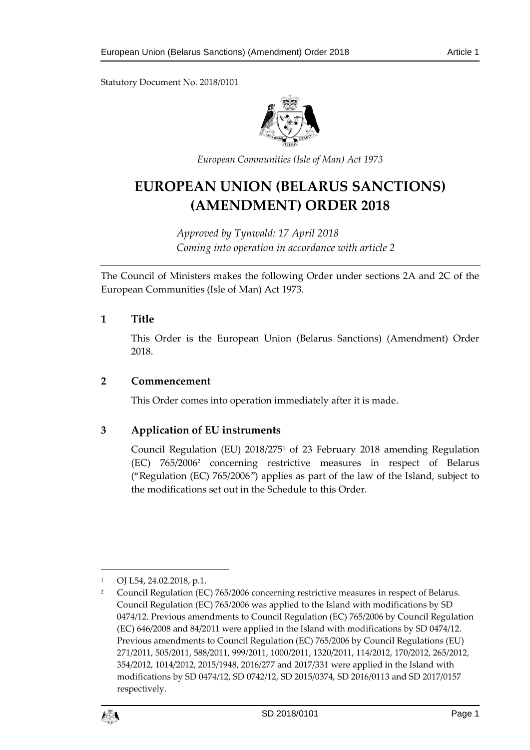Statutory Document No. 2018/0101

*European Communities (Isle of Man) Act 1973*

# EUROPEAN UNION (BELARUS SANCTIONS) (AMENDMENT) ORDER 2018

*Approved by Tynwald: 17 April 2018*
*Coming into operation in accordance with article 2*

The Council of Ministers makes the following Order under sections 2A and 2C of the European Communities (Isle of Man) Act 1973.

## 1 Title

This Order is the European Union (Belarus Sanctions) (Amendment) Order 2018.

## 2 Commencement

This Order comes into operation immediately after it is made.

## 3 Application of EU instruments

Council Regulation (EU) 2018/275[1] of 23 February 2018 amending Regulation (EC) 765/2006[2] concerning restrictive measures in respect of Belarus ("Regulation (EC) 765/2006") applies as part of the law of the Island, subject to the modifications set out in the Schedule to this Order.

---

[1] OJ L54, 24.02.2018, p.1.

[2] Council Regulation (EC) 765/2006 concerning restrictive measures in respect of Belarus. Council Regulation (EC) 765/2006 was applied to the Island with modifications by SD 0474/12. Previous amendments to Council Regulation (EC) 765/2006 by Council Regulation (EC) 646/2008 and 84/2011 were applied in the Island with modifications by SD 0474/12. Previous amendments to Council Regulation (EC) 765/2006 by Council Regulations (EU) 271/2011, 505/2011, 588/2011, 999/2011, 1000/2011, 1320/2011, 114/2012, 170/2012, 265/2012, 354/2012, 1014/2012, 2015/1948, 2016/277 and 2017/331 were applied in the Island with modifications by SD 0474/12, SD 0742/12, SD 2015/0374, SD 2016/0113 and SD 2017/0157 respectively.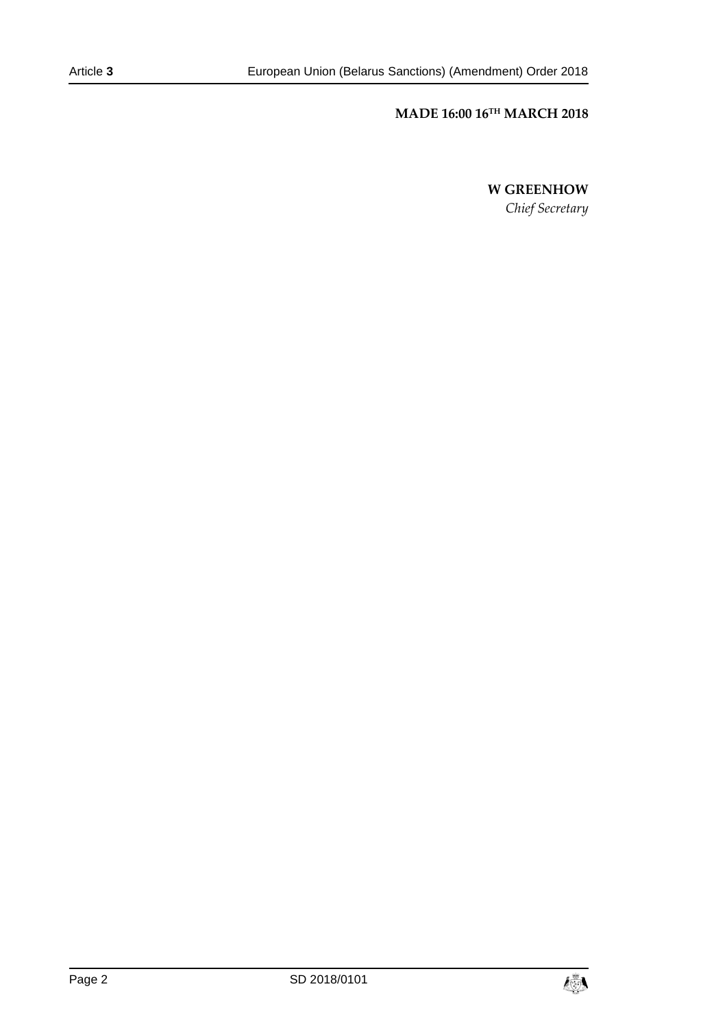**MADE 16:00 16TH MARCH 2018**

**W GREENHOW**

*Chief Secretary*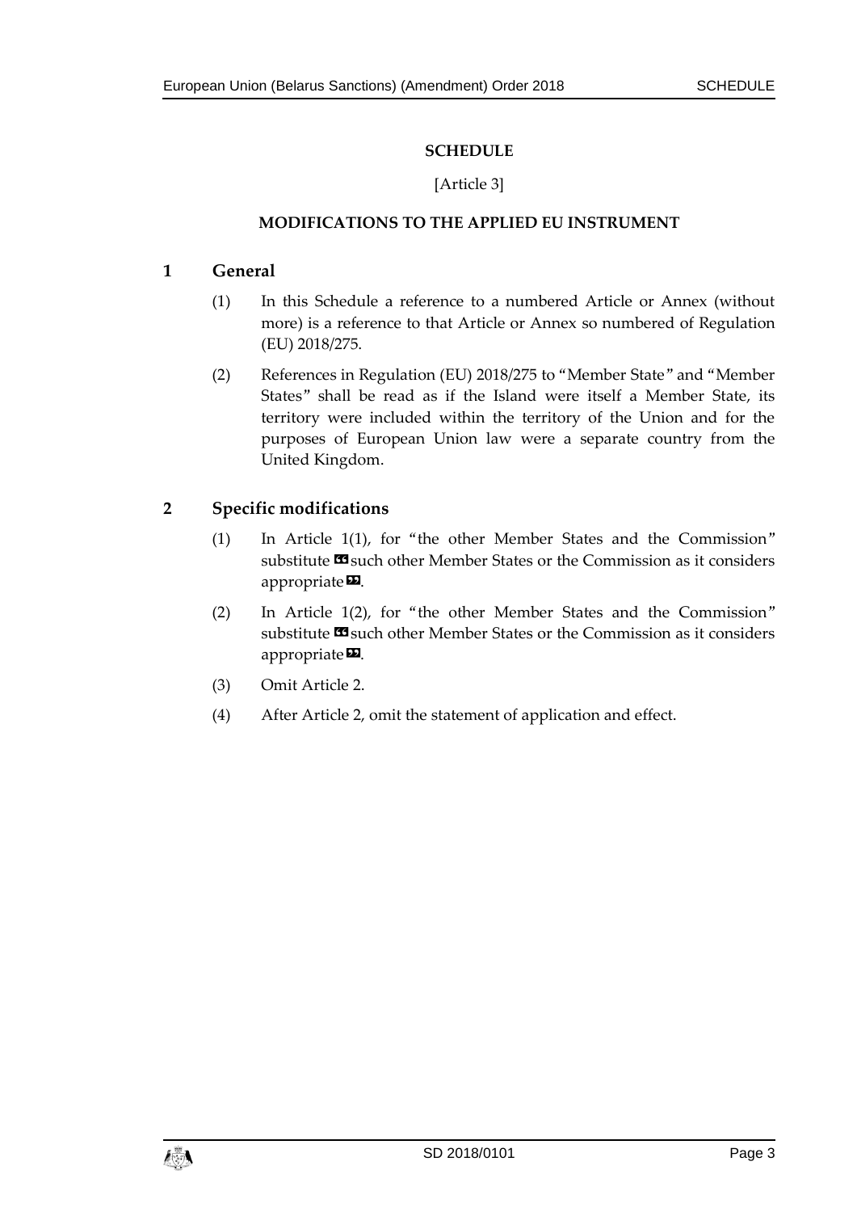# SCHEDULE

[Article 3]

## MODIFICATIONS TO THE APPLIED EU INSTRUMENT

### 1 General

(1) In this Schedule a reference to a numbered Article or Annex (without more) is a reference to that Article or Annex so numbered of Regulation (EU) 2018/275.

(2) References in Regulation (EU) 2018/275 to "Member State" and "Member States" shall be read as if the Island were itself a Member State, its territory were included within the territory of the Union and for the purposes of European Union law were a separate country from the United Kingdom.

### 2 Specific modifications

(1) In Article 1(1), for "the other Member States and the Commission" substitute «such other Member States or the Commission as it considers appropriate».

(2) In Article 1(2), for "the other Member States and the Commission" substitute «such other Member States or the Commission as it considers appropriate».

(3) Omit Article 2.

(4) After Article 2, omit the statement of application and effect.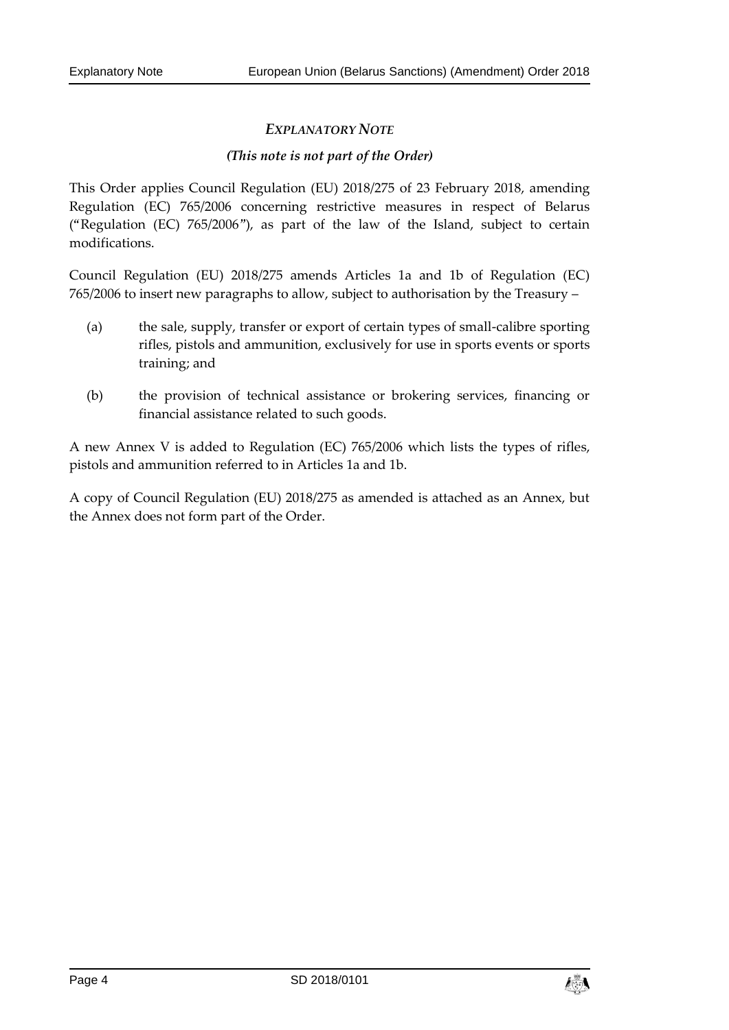## *EXPLANATORY NOTE*

***(This note is not part of the Order)***

This Order applies Council Regulation (EU) 2018/275 of 23 February 2018, amending Regulation (EC) 765/2006 concerning restrictive measures in respect of Belarus ("Regulation (EC) 765/2006"), as part of the law of the Island, subject to certain modifications.

Council Regulation (EU) 2018/275 amends Articles 1a and 1b of Regulation (EC) 765/2006 to insert new paragraphs to allow, subject to authorisation by the Treasury –

(a) the sale, supply, transfer or export of certain types of small-calibre sporting rifles, pistols and ammunition, exclusively for use in sports events or sports training; and

(b) the provision of technical assistance or brokering services, financing or financial assistance related to such goods.

A new Annex V is added to Regulation (EC) 765/2006 which lists the types of rifles, pistols and ammunition referred to in Articles 1a and 1b.

A copy of Council Regulation (EU) 2018/275 as amended is attached as an Annex, but the Annex does not form part of the Order.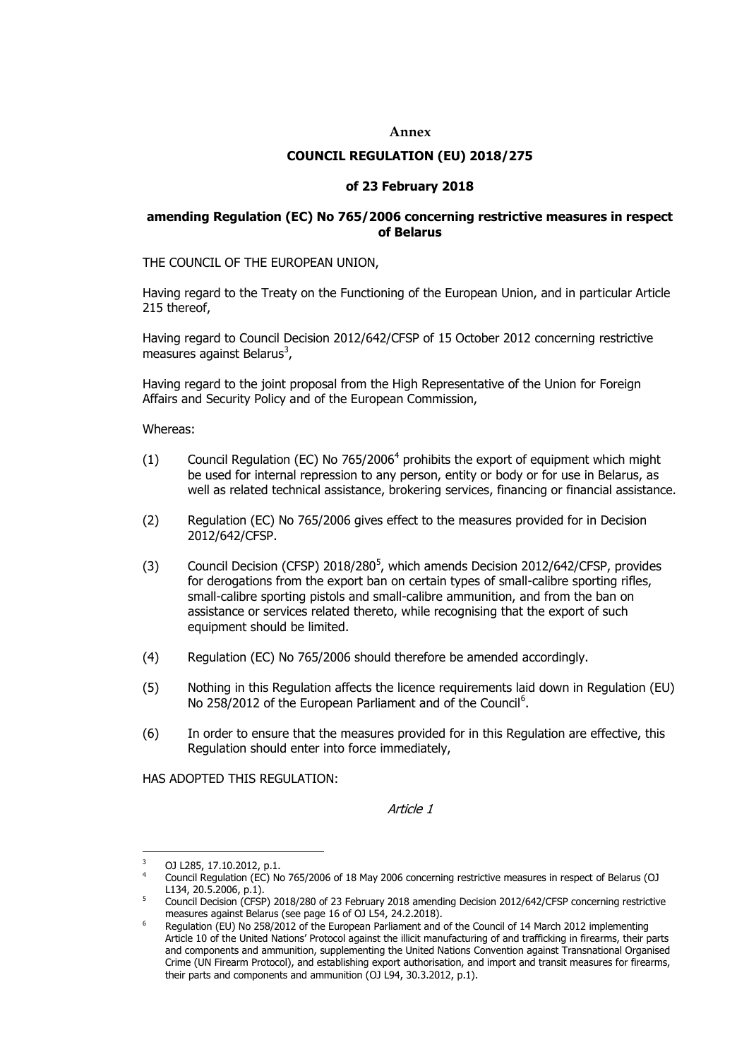**Annex**

**COUNCIL REGULATION (EU) 2018/275**

**of 23 February 2018**

**amending Regulation (EC) No 765/2006 concerning restrictive measures in respect of Belarus**

THE COUNCIL OF THE EUROPEAN UNION,

Having regard to the Treaty on the Functioning of the European Union, and in particular Article 215 thereof,

Having regard to Council Decision 2012/642/CFSP of 15 October 2012 concerning restrictive measures against Belarus[3],

Having regard to the joint proposal from the High Representative of the Union for Foreign Affairs and Security Policy and of the European Commission,

Whereas:

(1) Council Regulation (EC) No 765/2006[4] prohibits the export of equipment which might be used for internal repression to any person, entity or body or for use in Belarus, as well as related technical assistance, brokering services, financing or financial assistance.

(2) Regulation (EC) No 765/2006 gives effect to the measures provided for in Decision 2012/642/CFSP.

(3) Council Decision (CFSP) 2018/280[5], which amends Decision 2012/642/CFSP, provides for derogations from the export ban on certain types of small-calibre sporting rifles, small-calibre sporting pistols and small-calibre ammunition, and from the ban on assistance or services related thereto, while recognising that the export of such equipment should be limited.

(4) Regulation (EC) No 765/2006 should therefore be amended accordingly.

(5) Nothing in this Regulation affects the licence requirements laid down in Regulation (EU) No 258/2012 of the European Parliament and of the Council[6].

(6) In order to ensure that the measures provided for in this Regulation are effective, this Regulation should enter into force immediately,

HAS ADOPTED THIS REGULATION:

*Article 1*

---

[3] OJ L285, 17.10.2012, p.1.

[4] Council Regulation (EC) No 765/2006 of 18 May 2006 concerning restrictive measures in respect of Belarus (OJ L134, 20.5.2006, p.1).

[5] Council Decision (CFSP) 2018/280 of 23 February 2018 amending Decision 2012/642/CFSP concerning restrictive measures against Belarus (see page 16 of OJ L54, 24.2.2018).

[6] Regulation (EU) No 258/2012 of the European Parliament and of the Council of 14 March 2012 implementing Article 10 of the United Nations' Protocol against the illicit manufacturing of and trafficking in firearms, their parts and components and ammunition, supplementing the United Nations Convention against Transnational Organised Crime (UN Firearm Protocol), and establishing export authorisation, and import and transit measures for firearms, their parts and components and ammunition (OJ L94, 30.3.2012, p.1).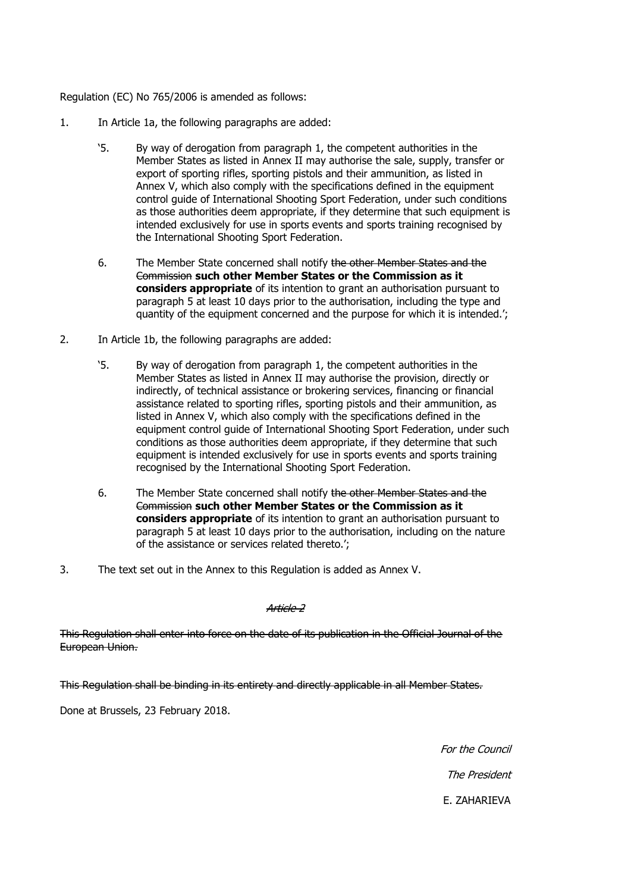Regulation (EC) No 765/2006 is amended as follows:

1. In Article 1a, the following paragraphs are added:

   '5. By way of derogation from paragraph 1, the competent authorities in the Member States as listed in Annex II may authorise the sale, supply, transfer or export of sporting rifles, sporting pistols and their ammunition, as listed in Annex V, which also comply with the specifications defined in the equipment control guide of International Shooting Sport Federation, under such conditions as those authorities deem appropriate, if they determine that such equipment is intended exclusively for use in sports events and sports training recognised by the International Shooting Sport Federation.

   6. The Member State concerned shall notify ~~the other Member States and the Commission~~ **such other Member States or the Commission as it considers appropriate** of its intention to grant an authorisation pursuant to paragraph 5 at least 10 days prior to the authorisation, including the type and quantity of the equipment concerned and the purpose for which it is intended.';

2. In Article 1b, the following paragraphs are added:

   '5. By way of derogation from paragraph 1, the competent authorities in the Member States as listed in Annex II may authorise the provision, directly or indirectly, of technical assistance or brokering services, financing or financial assistance related to sporting rifles, sporting pistols and their ammunition, as listed in Annex V, which also comply with the specifications defined in the equipment control guide of International Shooting Sport Federation, under such conditions as those authorities deem appropriate, if they determine that such equipment is intended exclusively for use in sports events and sports training recognised by the International Shooting Sport Federation.

   6. The Member State concerned shall notify ~~the other Member States and the Commission~~ **such other Member States or the Commission as it considers appropriate** of its intention to grant an authorisation pursuant to paragraph 5 at least 10 days prior to the authorisation, including on the nature of the assistance or services related thereto.';

3. The text set out in the Annex to this Regulation is added as Annex V.

*~~Article 2~~*

~~This Regulation shall enter into force on the date of its publication in the Official Journal of the European Union.~~

~~This Regulation shall be binding in its entirety and directly applicable in all Member States.~~

Done at Brussels, 23 February 2018.

*For the Council*

*The President*

E. ZAHARIEVA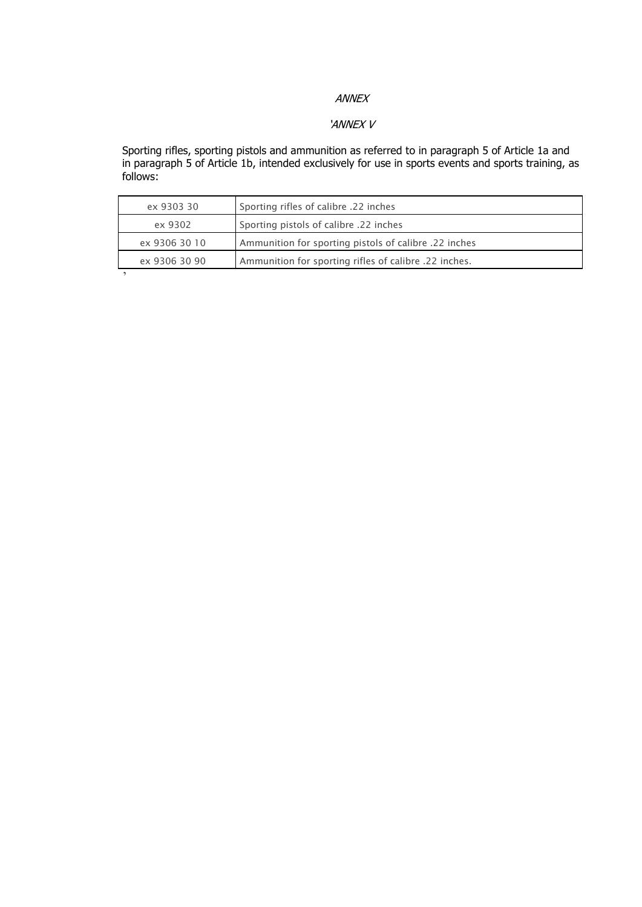*ANNEX*

*'ANNEX V*

Sporting rifles, sporting pistols and ammunition as referred to in paragraph 5 of Article 1a and in paragraph 5 of Article 1b, intended exclusively for use in sports events and sports training, as follows:

| | |
|---|---|
| ex 9303 30 | Sporting rifles of calibre .22 inches |
| ex 9302 | Sporting pistols of calibre .22 inches |
| ex 9306 30 10 | Ammunition for sporting pistols of calibre .22 inches |
| ex 9306 30 90 | Ammunition for sporting rifles of calibre .22 inches. |

'